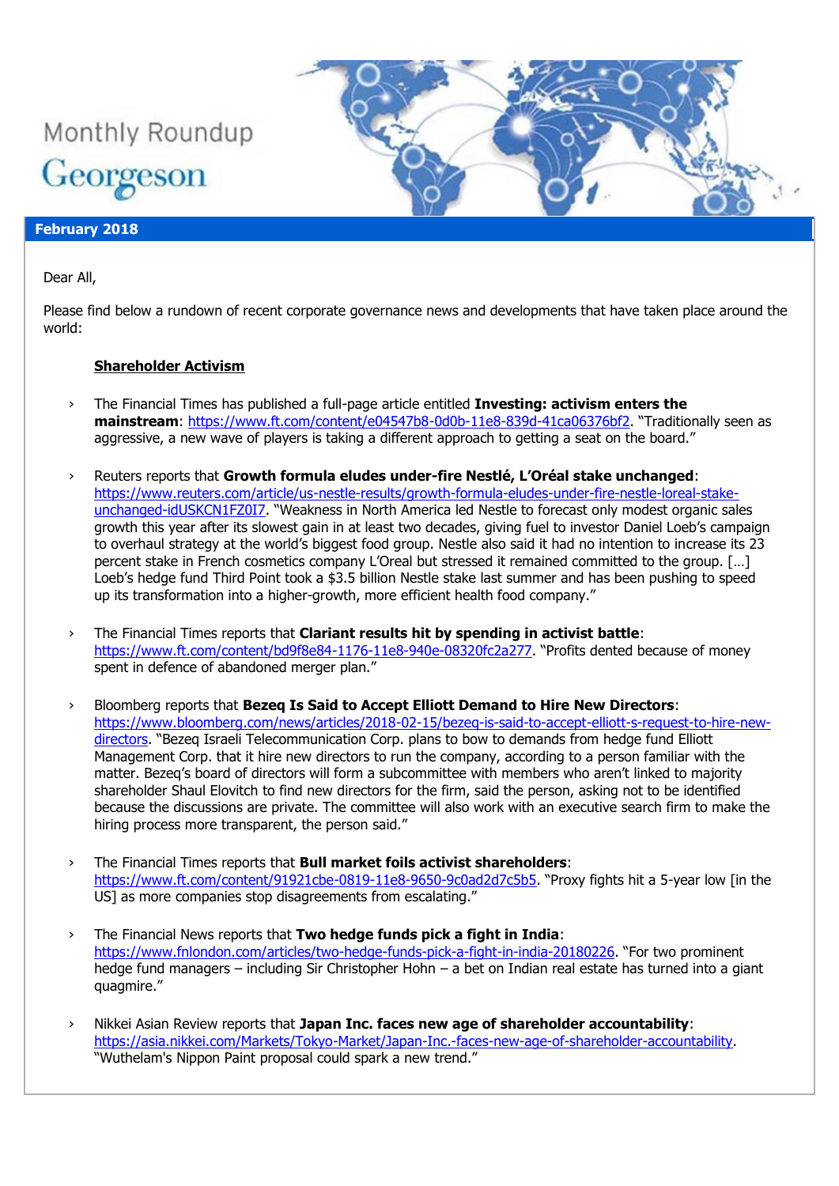Monthly Roundup

Georgeson

**February 2018**

Dear All,

Please find below a rundown of recent corporate governance news and developments that have taken place around the world:

## Shareholder Activism

- The Financial Times has published a full-page article entitled **Investing: activism enters the mainstream**: https://www.ft.com/content/e04547b8-0d0b-11e8-839d-41ca06376bf2. "Traditionally seen as aggressive, a new wave of players is taking a different approach to getting a seat on the board."

- Reuters reports that **Growth formula eludes under-fire Nestlé, L'Oréal stake unchanged**: https://www.reuters.com/article/us-nestle-results/growth-formula-eludes-under-fire-nestle-loreal-stake-unchanged-idUSKCN1FZ0I7. "Weakness in North America led Nestle to forecast only modest organic sales growth this year after its slowest gain in at least two decades, giving fuel to investor Daniel Loeb's campaign to overhaul strategy at the world's biggest food group. Nestle also said it had no intention to increase its 23 percent stake in French cosmetics company L'Oreal but stressed it remained committed to the group. […] Loeb's hedge fund Third Point took a $3.5 billion Nestle stake last summer and has been pushing to speed up its transformation into a higher-growth, more efficient health food company."

- The Financial Times reports that **Clariant results hit by spending in activist battle**: https://www.ft.com/content/bd9f8e84-1176-11e8-940e-08320fc2a277. "Profits dented because of money spent in defence of abandoned merger plan."

- Bloomberg reports that **Bezeq Is Said to Accept Elliott Demand to Hire New Directors**: https://www.bloomberg.com/news/articles/2018-02-15/bezeq-is-said-to-accept-elliott-s-request-to-hire-new-directors. "Bezeq Israeli Telecommunication Corp. plans to bow to demands from hedge fund Elliott Management Corp. that it hire new directors to run the company, according to a person familiar with the matter. Bezeq's board of directors will form a subcommittee with members who aren't linked to majority shareholder Shaul Elovitch to find new directors for the firm, said the person, asking not to be identified because the discussions are private. The committee will also work with an executive search firm to make the hiring process more transparent, the person said."

- The Financial Times reports that **Bull market foils activist shareholders**: https://www.ft.com/content/91921cbe-0819-11e8-9650-9c0ad2d7c5b5. "Proxy fights hit a 5-year low [in the US] as more companies stop disagreements from escalating."

- The Financial News reports that **Two hedge funds pick a fight in India**: https://www.fnlondon.com/articles/two-hedge-funds-pick-a-fight-in-india-20180226. "For two prominent hedge fund managers – including Sir Christopher Hohn – a bet on Indian real estate has turned into a giant quagmire."

- Nikkei Asian Review reports that **Japan Inc. faces new age of shareholder accountability**: https://asia.nikkei.com/Markets/Tokyo-Market/Japan-Inc.-faces-new-age-of-shareholder-accountability. "Wuthelam's Nippon Paint proposal could spark a new trend."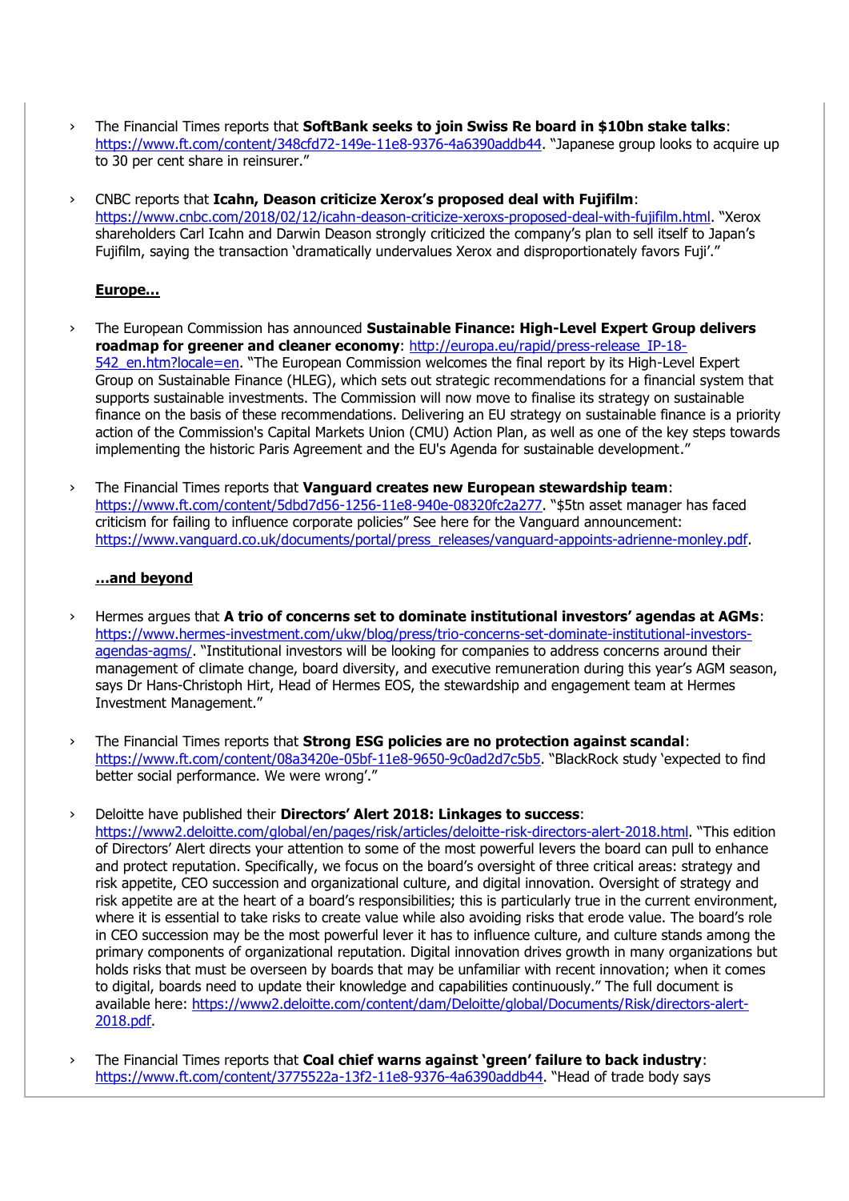- The Financial Times reports that **SoftBank seeks to join Swiss Re board in $10bn stake talks**: https://www.ft.com/content/348cfd72-149e-11e8-9376-4a6390addb44. "Japanese group looks to acquire up to 30 per cent share in reinsurer."

- CNBC reports that **Icahn, Deason criticize Xerox's proposed deal with Fujifilm**: https://www.cnbc.com/2018/02/12/icahn-deason-criticize-xeroxs-proposed-deal-with-fujifilm.html. "Xerox shareholders Carl Icahn and Darwin Deason strongly criticized the company's plan to sell itself to Japan's Fujifilm, saying the transaction 'dramatically undervalues Xerox and disproportionately favors Fuji'."

**Europe…**

- The European Commission has announced **Sustainable Finance: High-Level Expert Group delivers roadmap for greener and cleaner economy**: http://europa.eu/rapid/press-release_IP-18-542_en.htm?locale=en. "The European Commission welcomes the final report by its High-Level Expert Group on Sustainable Finance (HLEG), which sets out strategic recommendations for a financial system that supports sustainable investments. The Commission will now move to finalise its strategy on sustainable finance on the basis of these recommendations. Delivering an EU strategy on sustainable finance is a priority action of the Commission's Capital Markets Union (CMU) Action Plan, as well as one of the key steps towards implementing the historic Paris Agreement and the EU's Agenda for sustainable development."

- The Financial Times reports that **Vanguard creates new European stewardship team**: https://www.ft.com/content/5dbd7d56-1256-11e8-940e-08320fc2a277. "$5tn asset manager has faced criticism for failing to influence corporate policies" See here for the Vanguard announcement: https://www.vanguard.co.uk/documents/portal/press_releases/vanguard-appoints-adrienne-monley.pdf.

**…and beyond**

- Hermes argues that **A trio of concerns set to dominate institutional investors' agendas at AGMs**: https://www.hermes-investment.com/ukw/blog/press/trio-concerns-set-dominate-institutional-investors-agendas-agms/. "Institutional investors will be looking for companies to address concerns around their management of climate change, board diversity, and executive remuneration during this year's AGM season, says Dr Hans-Christoph Hirt, Head of Hermes EOS, the stewardship and engagement team at Hermes Investment Management."

- The Financial Times reports that **Strong ESG policies are no protection against scandal**: https://www.ft.com/content/08a3420e-05bf-11e8-9650-9c0ad2d7c5b5. "BlackRock study 'expected to find better social performance. We were wrong'."

- Deloitte have published their **Directors' Alert 2018: Linkages to success**: https://www2.deloitte.com/global/en/pages/risk/articles/deloitte-risk-directors-alert-2018.html. "This edition of Directors' Alert directs your attention to some of the most powerful levers the board can pull to enhance and protect reputation. Specifically, we focus on the board's oversight of three critical areas: strategy and risk appetite, CEO succession and organizational culture, and digital innovation. Oversight of strategy and risk appetite are at the heart of a board's responsibilities; this is particularly true in the current environment, where it is essential to take risks to create value while also avoiding risks that erode value. The board's role in CEO succession may be the most powerful lever it has to influence culture, and culture stands among the primary components of organizational reputation. Digital innovation drives growth in many organizations but holds risks that must be overseen by boards that may be unfamiliar with recent innovation; when it comes to digital, boards need to update their knowledge and capabilities continuously." The full document is available here: https://www2.deloitte.com/content/dam/Deloitte/global/Documents/Risk/directors-alert-2018.pdf.

- The Financial Times reports that **Coal chief warns against 'green' failure to back industry**: https://www.ft.com/content/3775522a-13f2-11e8-9376-4a6390addb44. "Head of trade body says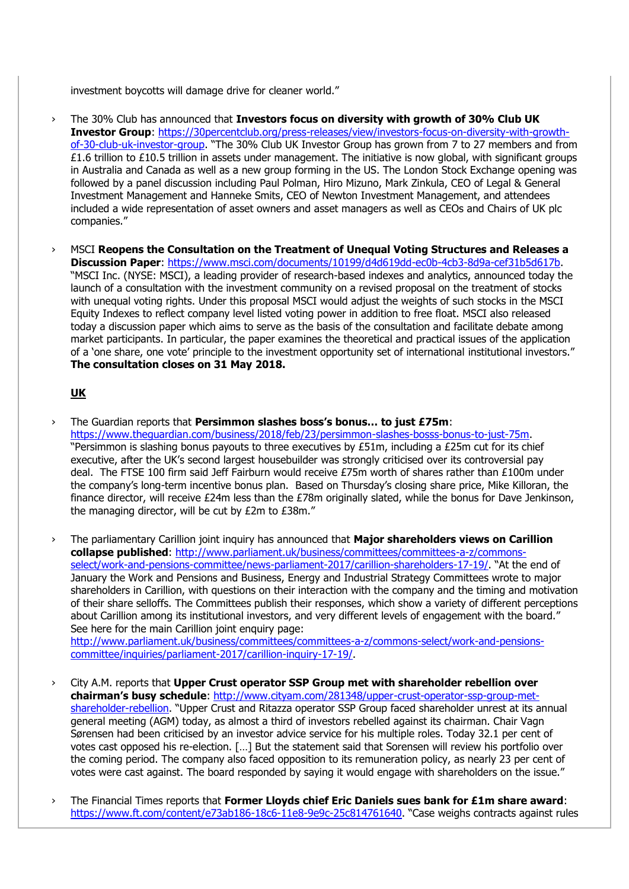investment boycotts will damage drive for cleaner world."

- The 30% Club has announced that **Investors focus on diversity with growth of 30% Club UK Investor Group**: https://30percentclub.org/press-releases/view/investors-focus-on-diversity-with-growth-of-30-club-uk-investor-group. "The 30% Club UK Investor Group has grown from 7 to 27 members and from £1.6 trillion to £10.5 trillion in assets under management. The initiative is now global, with significant groups in Australia and Canada as well as a new group forming in the US. The London Stock Exchange opening was followed by a panel discussion including Paul Polman, Hiro Mizuno, Mark Zinkula, CEO of Legal & General Investment Management and Hanneke Smits, CEO of Newton Investment Management, and attendees included a wide representation of asset owners and asset managers as well as CEOs and Chairs of UK plc companies."

- MSCI **Reopens the Consultation on the Treatment of Unequal Voting Structures and Releases a Discussion Paper**: https://www.msci.com/documents/10199/d4d619dd-ec0b-4cb3-8d9a-cef31b5d617b. "MSCI Inc. (NYSE: MSCI), a leading provider of research-based indexes and analytics, announced today the launch of a consultation with the investment community on a revised proposal on the treatment of stocks with unequal voting rights. Under this proposal MSCI would adjust the weights of such stocks in the MSCI Equity Indexes to reflect company level listed voting power in addition to free float. MSCI also released today a discussion paper which aims to serve as the basis of the consultation and facilitate debate among market participants. In particular, the paper examines the theoretical and practical issues of the application of a 'one share, one vote' principle to the investment opportunity set of international institutional investors." **The consultation closes on 31 May 2018.**

**UK**

- The Guardian reports that **Persimmon slashes boss's bonus… to just £75m**: https://www.theguardian.com/business/2018/feb/23/persimmon-slashes-bosss-bonus-to-just-75m. "Persimmon is slashing bonus payouts to three executives by £51m, including a £25m cut for its chief executive, after the UK's second largest housebuilder was strongly criticised over its controversial pay deal. The FTSE 100 firm said Jeff Fairburn would receive £75m worth of shares rather than £100m under the company's long-term incentive bonus plan. Based on Thursday's closing share price, Mike Killoran, the finance director, will receive £24m less than the £78m originally slated, while the bonus for Dave Jenkinson, the managing director, will be cut by £2m to £38m."

- The parliamentary Carillion joint inquiry has announced that **Major shareholders views on Carillion collapse published**: http://www.parliament.uk/business/committees/committees-a-z/commons-select/work-and-pensions-committee/news-parliament-2017/carillion-shareholders-17-19/. "At the end of January the Work and Pensions and Business, Energy and Industrial Strategy Committees wrote to major shareholders in Carillion, with questions on their interaction with the company and the timing and motivation of their share selloffs. The Committees publish their responses, which show a variety of different perceptions about Carillion among its institutional investors, and very different levels of engagement with the board." See here for the main Carillion joint enquiry page: http://www.parliament.uk/business/committees/committees-a-z/commons-select/work-and-pensions-committee/inquiries/parliament-2017/carillion-inquiry-17-19/.

- City A.M. reports that **Upper Crust operator SSP Group met with shareholder rebellion over chairman's busy schedule**: http://www.cityam.com/281348/upper-crust-operator-ssp-group-met-shareholder-rebellion. "Upper Crust and Ritazza operator SSP Group faced shareholder unrest at its annual general meeting (AGM) today, as almost a third of investors rebelled against its chairman. Chair Vagn Sørensen had been criticised by an investor advice service for his multiple roles. Today 32.1 per cent of votes cast opposed his re-election. […] But the statement said that Sorensen will review his portfolio over the coming period. The company also faced opposition to its remuneration policy, as nearly 23 per cent of votes were cast against. The board responded by saying it would engage with shareholders on the issue."

- The Financial Times reports that **Former Lloyds chief Eric Daniels sues bank for £1m share award**: https://www.ft.com/content/e73ab186-18c6-11e8-9e9c-25c814761640. "Case weighs contracts against rules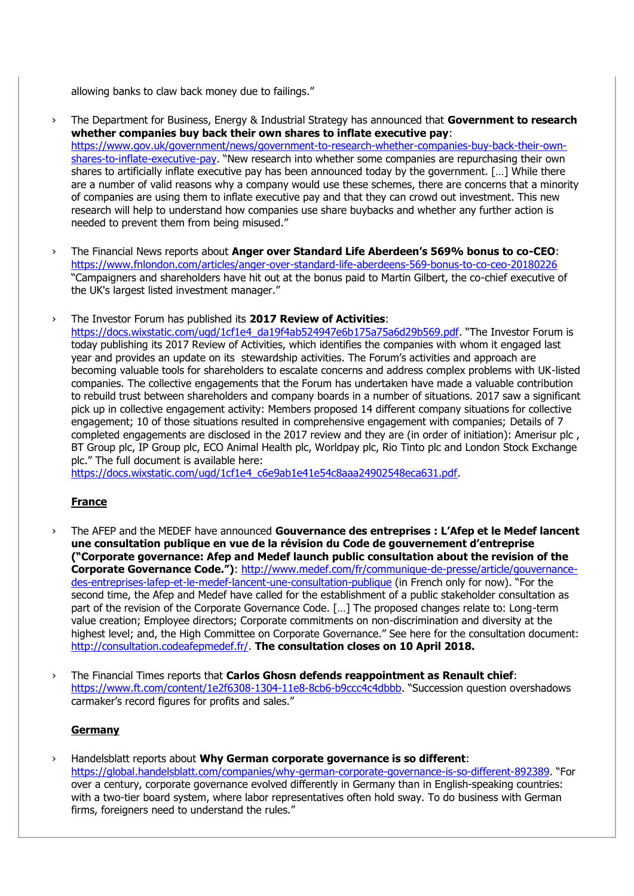allowing banks to claw back money due to failings."

- The Department for Business, Energy & Industrial Strategy has announced that **Government to research whether companies buy back their own shares to inflate executive pay**: https://www.gov.uk/government/news/government-to-research-whether-companies-buy-back-their-own-shares-to-inflate-executive-pay. "New research into whether some companies are repurchasing their own shares to artificially inflate executive pay has been announced today by the government. […] While there are a number of valid reasons why a company would use these schemes, there are concerns that a minority of companies are using them to inflate executive pay and that they can crowd out investment. This new research will help to understand how companies use share buybacks and whether any further action is needed to prevent them from being misused."

- The Financial News reports about **Anger over Standard Life Aberdeen's 569% bonus to co-CEO**: https://www.fnlondon.com/articles/anger-over-standard-life-aberdeens-569-bonus-to-co-ceo-20180226 "Campaigners and shareholders have hit out at the bonus paid to Martin Gilbert, the co-chief executive of the UK's largest listed investment manager."

- The Investor Forum has published its **2017 Review of Activities**: https://docs.wixstatic.com/ugd/1cf1e4_da19f4ab524947e6b175a75a6d29b569.pdf. "The Investor Forum is today publishing its 2017 Review of Activities, which identifies the companies with whom it engaged last year and provides an update on its stewardship activities. The Forum's activities and approach are becoming valuable tools for shareholders to escalate concerns and address complex problems with UK-listed companies. The collective engagements that the Forum has undertaken have made a valuable contribution to rebuild trust between shareholders and company boards in a number of situations. 2017 saw a significant pick up in collective engagement activity: Members proposed 14 different company situations for collective engagement; 10 of those situations resulted in comprehensive engagement with companies; Details of 7 completed engagements are disclosed in the 2017 review and they are (in order of initiation): Amerisur plc , BT Group plc, IP Group plc, ECO Animal Health plc, Worldpay plc, Rio Tinto plc and London Stock Exchange plc." The full document is available here: https://docs.wixstatic.com/ugd/1cf1e4_c6e9ab1e41e54c8aaa24902548eca631.pdf.

**France**

- The AFEP and the MEDEF have announced **Gouvernance des entreprises : L'Afep et le Medef lancent une consultation publique en vue de la révision du Code de gouvernement d'entreprise ("Corporate governance: Afep and Medef launch public consultation about the revision of the Corporate Governance Code.")**: http://www.medef.com/fr/communique-de-presse/article/gouvernance-des-entreprises-lafep-et-le-medef-lancent-une-consultation-publique (in French only for now). "For the second time, the Afep and Medef have called for the establishment of a public stakeholder consultation as part of the revision of the Corporate Governance Code. […] The proposed changes relate to: Long-term value creation; Employee directors; Corporate commitments on non-discrimination and diversity at the highest level; and, the High Committee on Corporate Governance." See here for the consultation document: http://consultation.codeafepmedef.fr/. **The consultation closes on 10 April 2018.**

- The Financial Times reports that **Carlos Ghosn defends reappointment as Renault chief**: https://www.ft.com/content/1e2f6308-1304-11e8-8cb6-b9ccc4c4dbbb. "Succession question overshadows carmaker's record figures for profits and sales."

**Germany**

- Handelsblatt reports about **Why German corporate governance is so different**: https://global.handelsblatt.com/companies/why-german-corporate-governance-is-so-different-892389. "For over a century, corporate governance evolved differently in Germany than in English-speaking countries: with a two-tier board system, where labor representatives often hold sway. To do business with German firms, foreigners need to understand the rules."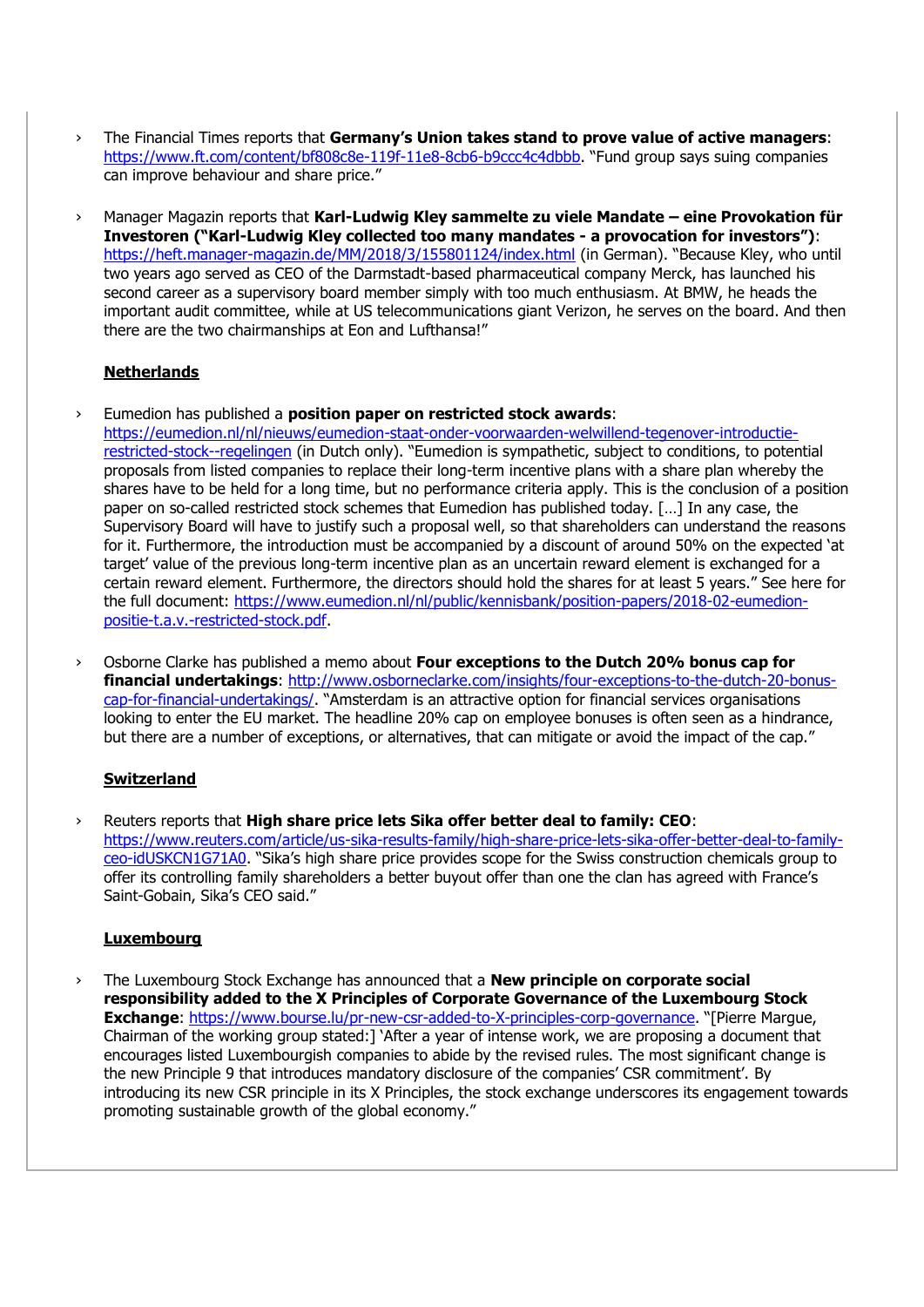- The Financial Times reports that **Germany's Union takes stand to prove value of active managers**: https://www.ft.com/content/bf808c8e-119f-11e8-8cb6-b9ccc4c4dbbb. "Fund group says suing companies can improve behaviour and share price."

- Manager Magazin reports that **Karl-Ludwig Kley sammelte zu viele Mandate – eine Provokation für Investoren ("Karl-Ludwig Kley collected too many mandates - a provocation for investors")**: https://heft.manager-magazin.de/MM/2018/3/155801124/index.html (in German). "Because Kley, who until two years ago served as CEO of the Darmstadt-based pharmaceutical company Merck, has launched his second career as a supervisory board member simply with too much enthusiasm. At BMW, he heads the important audit committee, while at US telecommunications giant Verizon, he serves on the board. And then there are the two chairmanships at Eon and Lufthansa!"

## Netherlands

- Eumedion has published a **position paper on restricted stock awards**: https://eumedion.nl/nl/nieuws/eumedion-staat-onder-voorwaarden-welwillend-tegenover-introductie-restricted-stock--regelingen (in Dutch only). "Eumedion is sympathetic, subject to conditions, to potential proposals from listed companies to replace their long-term incentive plans with a share plan whereby the shares have to be held for a long time, but no performance criteria apply. This is the conclusion of a position paper on so-called restricted stock schemes that Eumedion has published today. […] In any case, the Supervisory Board will have to justify such a proposal well, so that shareholders can understand the reasons for it. Furthermore, the introduction must be accompanied by a discount of around 50% on the expected 'at target' value of the previous long-term incentive plan as an uncertain reward element is exchanged for a certain reward element. Furthermore, the directors should hold the shares for at least 5 years." See here for the full document: https://www.eumedion.nl/nl/public/kennisbank/position-papers/2018-02-eumedion-positie-t.a.v.-restricted-stock.pdf.

- Osborne Clarke has published a memo about **Four exceptions to the Dutch 20% bonus cap for financial undertakings**: http://www.osborneclarke.com/insights/four-exceptions-to-the-dutch-20-bonus-cap-for-financial-undertakings/. "Amsterdam is an attractive option for financial services organisations looking to enter the EU market. The headline 20% cap on employee bonuses is often seen as a hindrance, but there are a number of exceptions, or alternatives, that can mitigate or avoid the impact of the cap."

## Switzerland

- Reuters reports that **High share price lets Sika offer better deal to family: CEO**: https://www.reuters.com/article/us-sika-results-family/high-share-price-lets-sika-offer-better-deal-to-family-ceo-idUSKCN1G71A0. "Sika's high share price provides scope for the Swiss construction chemicals group to offer its controlling family shareholders a better buyout offer than one the clan has agreed with France's Saint-Gobain, Sika's CEO said."

## Luxembourg

- The Luxembourg Stock Exchange has announced that a **New principle on corporate social responsibility added to the X Principles of Corporate Governance of the Luxembourg Stock Exchange**: https://www.bourse.lu/pr-new-csr-added-to-X-principles-corp-governance. "[Pierre Margue, Chairman of the working group stated:] 'After a year of intense work, we are proposing a document that encourages listed Luxembourgish companies to abide by the revised rules. The most significant change is the new Principle 9 that introduces mandatory disclosure of the companies' CSR commitment'. By introducing its new CSR principle in its X Principles, the stock exchange underscores its engagement towards promoting sustainable growth of the global economy."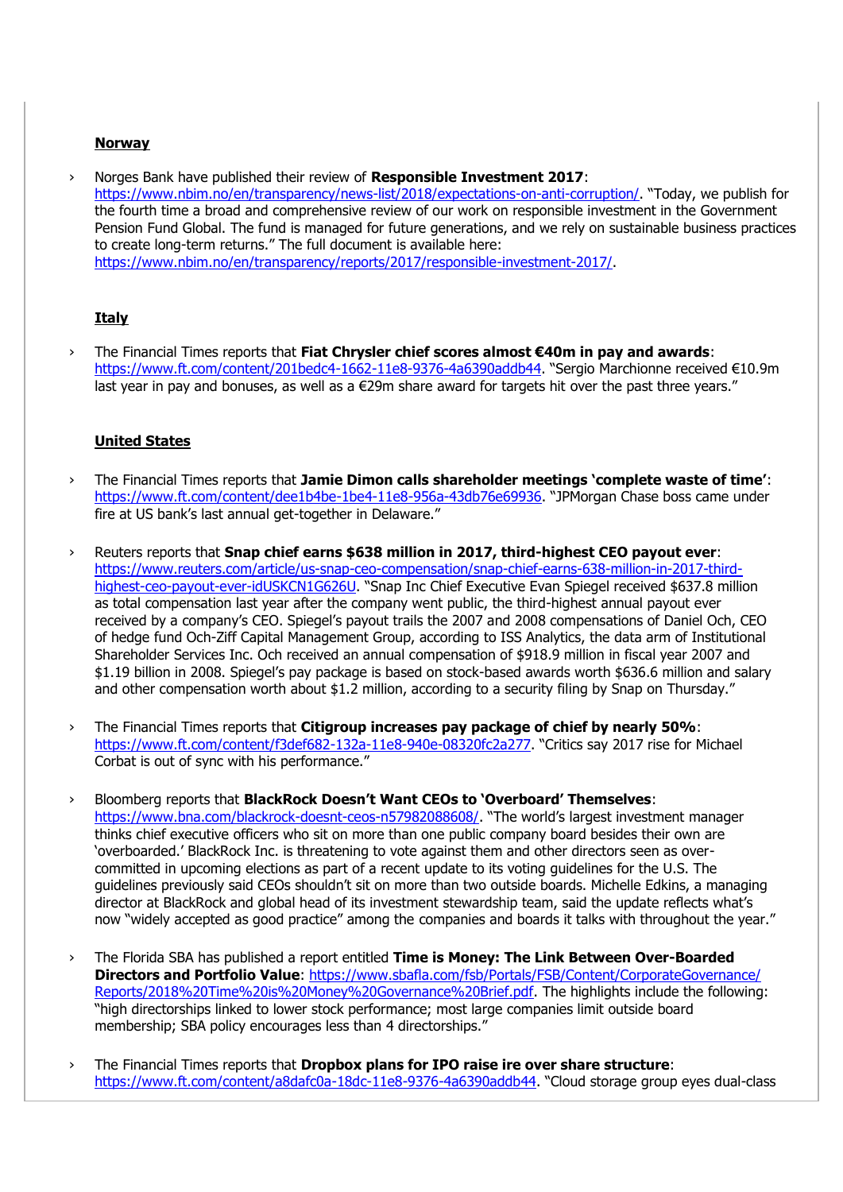## Norway

- Norges Bank have published their review of **Responsible Investment 2017**: https://www.nbim.no/en/transparency/news-list/2018/expectations-on-anti-corruption/. "Today, we publish for the fourth time a broad and comprehensive review of our work on responsible investment in the Government Pension Fund Global. The fund is managed for future generations, and we rely on sustainable business practices to create long-term returns." The full document is available here: https://www.nbim.no/en/transparency/reports/2017/responsible-investment-2017/.

## Italy

- The Financial Times reports that **Fiat Chrysler chief scores almost €40m in pay and awards**: https://www.ft.com/content/201bedc4-1662-11e8-9376-4a6390addb44. "Sergio Marchionne received €10.9m last year in pay and bonuses, as well as a €29m share award for targets hit over the past three years."

## United States

- The Financial Times reports that **Jamie Dimon calls shareholder meetings 'complete waste of time'**: https://www.ft.com/content/dee1b4be-1be4-11e8-956a-43db76e69936. "JPMorgan Chase boss came under fire at US bank's last annual get-together in Delaware."

- Reuters reports that **Snap chief earns $638 million in 2017, third-highest CEO payout ever**: https://www.reuters.com/article/us-snap-ceo-compensation/snap-chief-earns-638-million-in-2017-third-highest-ceo-payout-ever-idUSKCN1G626U. "Snap Inc Chief Executive Evan Spiegel received $637.8 million as total compensation last year after the company went public, the third-highest annual payout ever received by a company's CEO. Spiegel's payout trails the 2007 and 2008 compensations of Daniel Och, CEO of hedge fund Och-Ziff Capital Management Group, according to ISS Analytics, the data arm of Institutional Shareholder Services Inc. Och received an annual compensation of $918.9 million in fiscal year 2007 and $1.19 billion in 2008. Spiegel's pay package is based on stock-based awards worth $636.6 million and salary and other compensation worth about $1.2 million, according to a security filing by Snap on Thursday."

- The Financial Times reports that **Citigroup increases pay package of chief by nearly 50%**: https://www.ft.com/content/f3def682-132a-11e8-940e-08320fc2a277. "Critics say 2017 rise for Michael Corbat is out of sync with his performance."

- Bloomberg reports that **BlackRock Doesn't Want CEOs to 'Overboard' Themselves**: https://www.bna.com/blackrock-doesnt-ceos-n57982088608/. "The world's largest investment manager thinks chief executive officers who sit on more than one public company board besides their own are 'overboarded.' BlackRock Inc. is threatening to vote against them and other directors seen as over-committed in upcoming elections as part of a recent update to its voting guidelines for the U.S. The guidelines previously said CEOs shouldn't sit on more than two outside boards. Michelle Edkins, a managing director at BlackRock and global head of its investment stewardship team, said the update reflects what's now "widely accepted as good practice" among the companies and boards it talks with throughout the year."

- The Florida SBA has published a report entitled **Time is Money: The Link Between Over-Boarded Directors and Portfolio Value**: https://www.sbafla.com/fsb/Portals/FSB/Content/CorporateGovernance/Reports/2018%20Time%20is%20Money%20Governance%20Brief.pdf. The highlights include the following: "high directorships linked to lower stock performance; most large companies limit outside board membership; SBA policy encourages less than 4 directorships."

- The Financial Times reports that **Dropbox plans for IPO raise ire over share structure**: https://www.ft.com/content/a8dafc0a-18dc-11e8-9376-4a6390addb44. "Cloud storage group eyes dual-class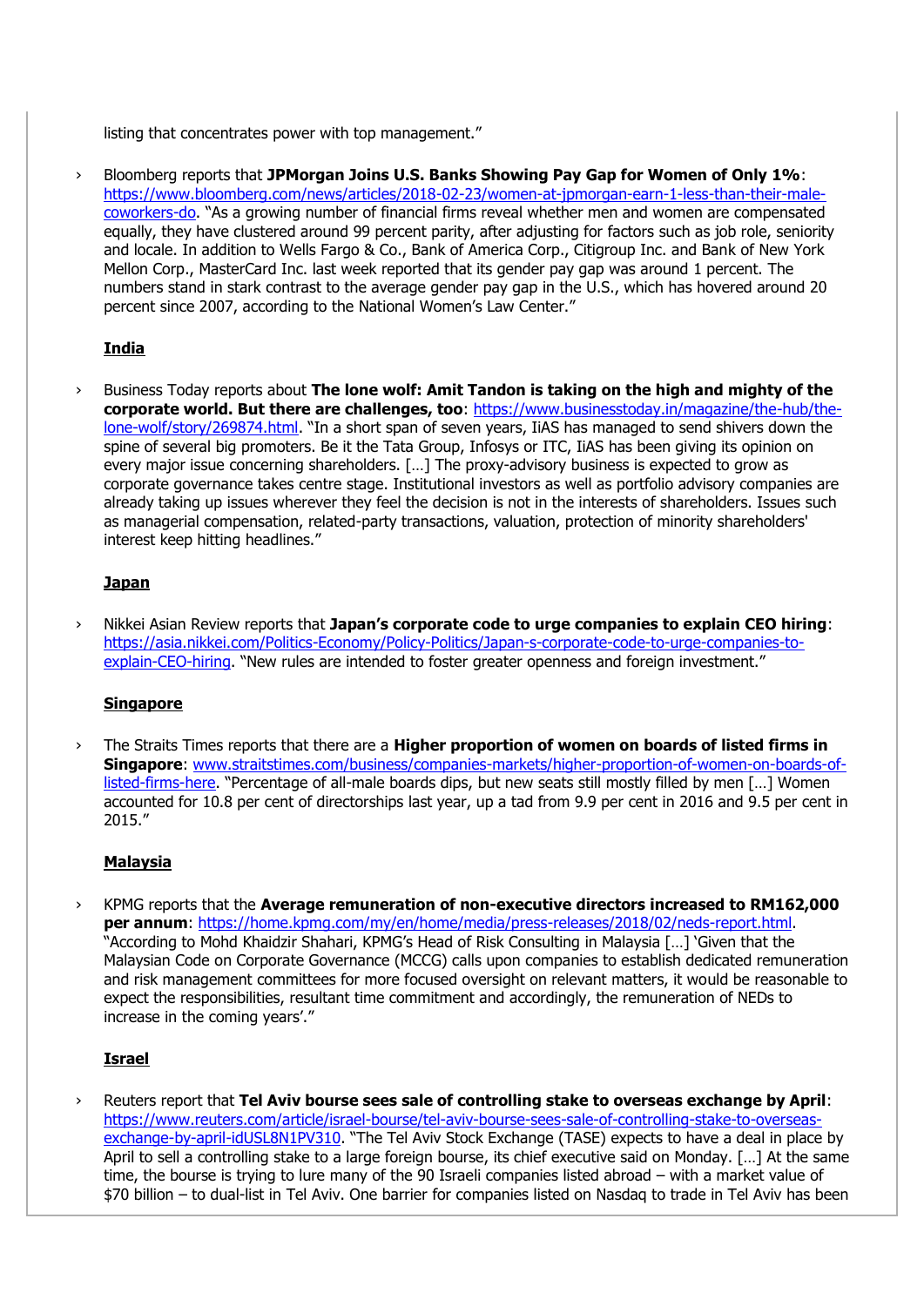listing that concentrates power with top management."

› Bloomberg reports that **JPMorgan Joins U.S. Banks Showing Pay Gap for Women of Only 1%**: https://www.bloomberg.com/news/articles/2018-02-23/women-at-jpmorgan-earn-1-less-than-their-male-coworkers-do. "As a growing number of financial firms reveal whether men and women are compensated equally, they have clustered around 99 percent parity, after adjusting for factors such as job role, seniority and locale. In addition to Wells Fargo & Co., Bank of America Corp., Citigroup Inc. and Bank of New York Mellon Corp., MasterCard Inc. last week reported that its gender pay gap was around 1 percent. The numbers stand in stark contrast to the average gender pay gap in the U.S., which has hovered around 20 percent since 2007, according to the National Women's Law Center."

## India

› Business Today reports about **The lone wolf: Amit Tandon is taking on the high and mighty of the corporate world. But there are challenges, too**: https://www.businesstoday.in/magazine/the-hub/the-lone-wolf/story/269874.html. "In a short span of seven years, IiAS has managed to send shivers down the spine of several big promoters. Be it the Tata Group, Infosys or ITC, IiAS has been giving its opinion on every major issue concerning shareholders. […] The proxy-advisory business is expected to grow as corporate governance takes centre stage. Institutional investors as well as portfolio advisory companies are already taking up issues wherever they feel the decision is not in the interests of shareholders. Issues such as managerial compensation, related-party transactions, valuation, protection of minority shareholders' interest keep hitting headlines."

## Japan

› Nikkei Asian Review reports that **Japan's corporate code to urge companies to explain CEO hiring**: https://asia.nikkei.com/Politics-Economy/Policy-Politics/Japan-s-corporate-code-to-urge-companies-to-explain-CEO-hiring. "New rules are intended to foster greater openness and foreign investment."

## Singapore

› The Straits Times reports that there are a **Higher proportion of women on boards of listed firms in Singapore**: www.straitstimes.com/business/companies-markets/higher-proportion-of-women-on-boards-of-listed-firms-here. "Percentage of all-male boards dips, but new seats still mostly filled by men […] Women accounted for 10.8 per cent of directorships last year, up a tad from 9.9 per cent in 2016 and 9.5 per cent in 2015."

## Malaysia

› KPMG reports that the **Average remuneration of non-executive directors increased to RM162,000 per annum**: https://home.kpmg.com/my/en/home/media/press-releases/2018/02/neds-report.html. "According to Mohd Khaidzir Shahari, KPMG's Head of Risk Consulting in Malaysia […] 'Given that the Malaysian Code on Corporate Governance (MCCG) calls upon companies to establish dedicated remuneration and risk management committees for more focused oversight on relevant matters, it would be reasonable to expect the responsibilities, resultant time commitment and accordingly, the remuneration of NEDs to increase in the coming years'."

## Israel

› Reuters report that **Tel Aviv bourse sees sale of controlling stake to overseas exchange by April**: https://www.reuters.com/article/israel-bourse/tel-aviv-bourse-sees-sale-of-controlling-stake-to-overseas-exchange-by-april-idUSL8N1PV310. "The Tel Aviv Stock Exchange (TASE) expects to have a deal in place by April to sell a controlling stake to a large foreign bourse, its chief executive said on Monday. […] At the same time, the bourse is trying to lure many of the 90 Israeli companies listed abroad – with a market value of $70 billion – to dual-list in Tel Aviv. One barrier for companies listed on Nasdaq to trade in Tel Aviv has been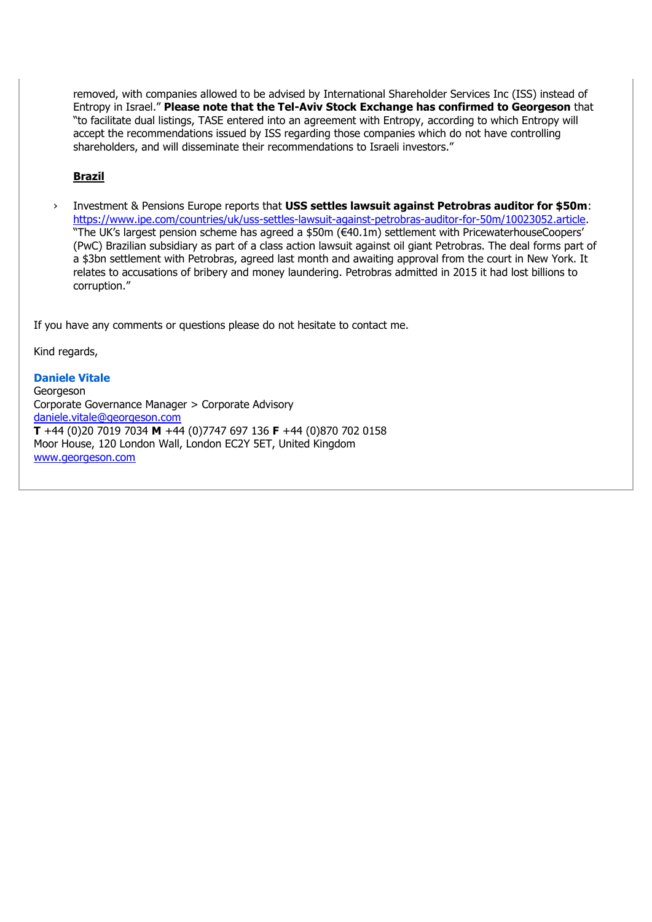removed, with companies allowed to be advised by International Shareholder Services Inc (ISS) instead of Entropy in Israel." **Please note that the Tel-Aviv Stock Exchange has confirmed to Georgeson** that "to facilitate dual listings, TASE entered into an agreement with Entropy, according to which Entropy will accept the recommendations issued by ISS regarding those companies which do not have controlling shareholders, and will disseminate their recommendations to Israeli investors."

**Brazil**

› Investment & Pensions Europe reports that **USS settles lawsuit against Petrobras auditor for $50m**: https://www.ipe.com/countries/uk/uss-settles-lawsuit-against-petrobras-auditor-for-50m/10023052.article. "The UK's largest pension scheme has agreed a $50m (€40.1m) settlement with PricewaterhouseCoopers' (PwC) Brazilian subsidiary as part of a class action lawsuit against oil giant Petrobras. The deal forms part of a $3bn settlement with Petrobras, agreed last month and awaiting approval from the court in New York. It relates to accusations of bribery and money laundering. Petrobras admitted in 2015 it had lost billions to corruption."

If you have any comments or questions please do not hesitate to contact me.

Kind regards,

**Daniele Vitale**
Georgeson
Corporate Governance Manager > Corporate Advisory
daniele.vitale@georgeson.com
**T** +44 (0)20 7019 7034 **M** +44 (0)7747 697 136 **F** +44 (0)870 702 0158
Moor House, 120 London Wall, London EC2Y 5ET, United Kingdom
www.georgeson.com